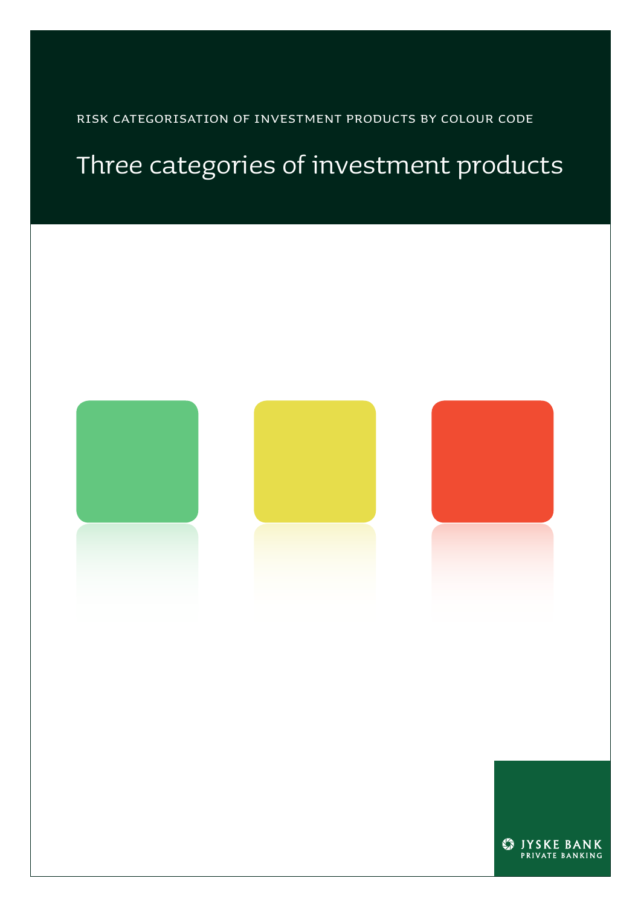RISK CATEGORISATION OF INVESTMENT PRODUCTS BY COLOUR CODE

# Three categories of investment products

JYSKE BANK
PRIVATE BANKING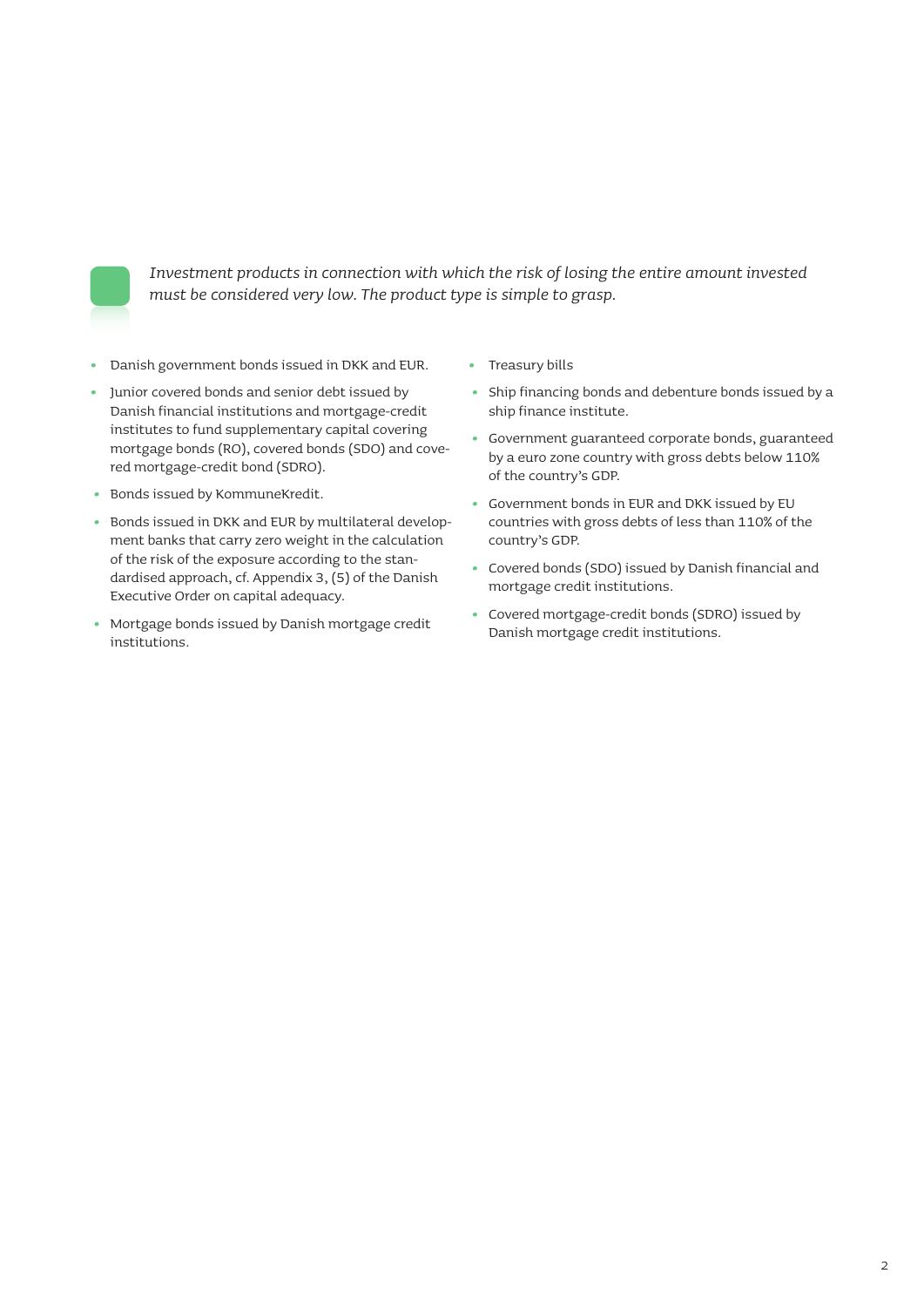*Investment products in connection with which the risk of losing the entire amount invested must be considered very low. The product type is simple to grasp.*

- Danish government bonds issued in DKK and EUR.
- Junior covered bonds and senior debt issued by Danish financial institutions and mortgage-credit institutes to fund supplementary capital covering mortgage bonds (RO), covered bonds (SDO) and covered mortgage-credit bond (SDRO).
- Bonds issued by KommuneKredit.
- Bonds issued in DKK and EUR by multilateral development banks that carry zero weight in the calculation of the risk of the exposure according to the standardised approach, cf. Appendix 3, (5) of the Danish Executive Order on capital adequacy.
- Mortgage bonds issued by Danish mortgage credit institutions.
- Treasury bills
- Ship financing bonds and debenture bonds issued by a ship finance institute.
- Government guaranteed corporate bonds, guaranteed by a euro zone country with gross debts below 110% of the country's GDP.
- Government bonds in EUR and DKK issued by EU countries with gross debts of less than 110% of the country's GDP.
- Covered bonds (SDO) issued by Danish financial and mortgage credit institutions.
- Covered mortgage-credit bonds (SDRO) issued by Danish mortgage credit institutions.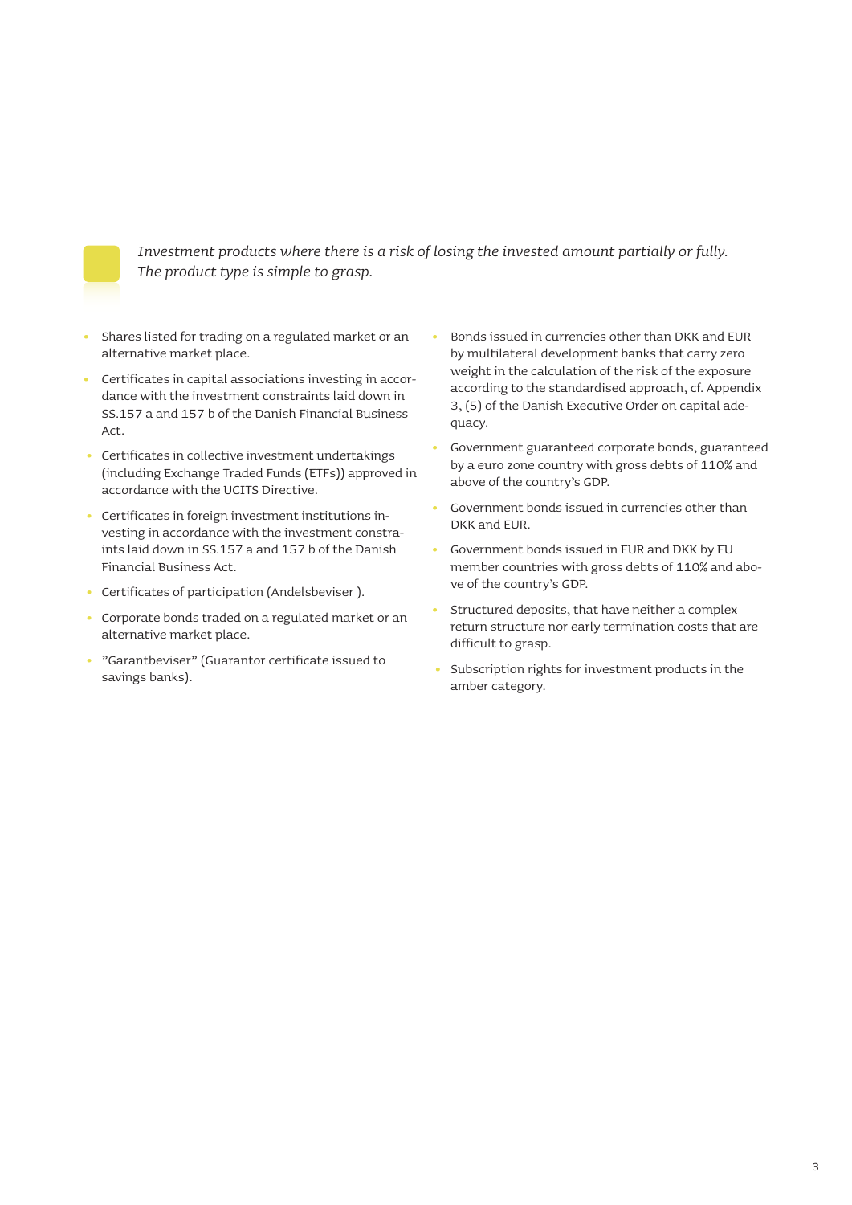*Investment products where there is a risk of losing the invested amount partially or fully. The product type is simple to grasp.*

- Shares listed for trading on a regulated market or an alternative market place.
- Certificates in capital associations investing in accordance with the investment constraints laid down in SS.157 a and 157 b of the Danish Financial Business Act.
- Certificates in collective investment undertakings (including Exchange Traded Funds (ETFs)) approved in accordance with the UCITS Directive.
- Certificates in foreign investment institutions investing in accordance with the investment constraints laid down in SS.157 a and 157 b of the Danish Financial Business Act.
- Certificates of participation (Andelsbeviser ).
- Corporate bonds traded on a regulated market or an alternative market place.
- ”Garantbeviser” (Guarantor certificate issued to savings banks).
- Bonds issued in currencies other than DKK and EUR by multilateral development banks that carry zero weight in the calculation of the risk of the exposure according to the standardised approach, cf. Appendix 3, (5) of the Danish Executive Order on capital adequacy.
- Government guaranteed corporate bonds, guaranteed by a euro zone country with gross debts of 110% and above of the country’s GDP.
- Government bonds issued in currencies other than DKK and EUR.
- Government bonds issued in EUR and DKK by EU member countries with gross debts of 110% and above of the country’s GDP.
- Structured deposits, that have neither a complex return structure nor early termination costs that are difficult to grasp.
- Subscription rights for investment products in the amber category.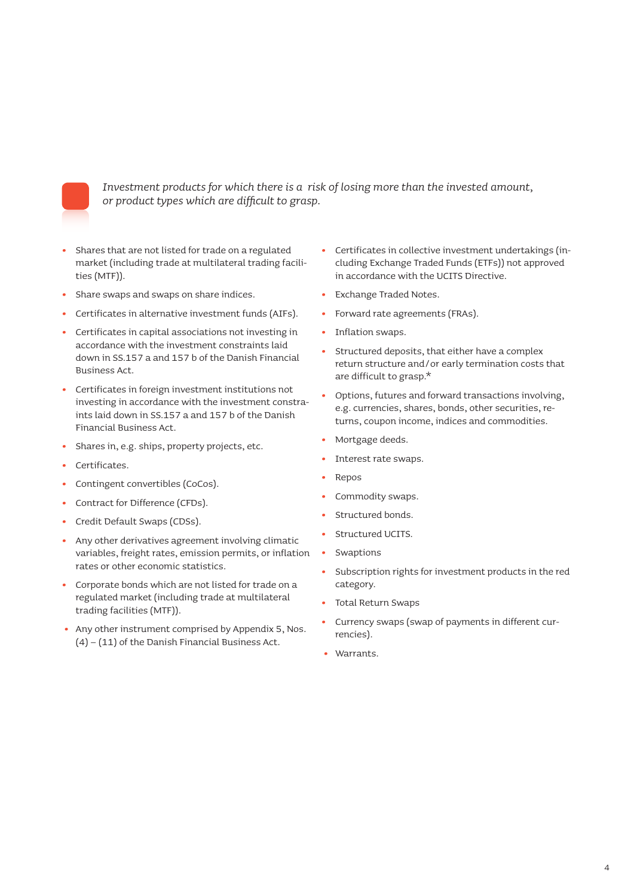*Investment products for which there is a risk of losing more than the invested amount, or product types which are difficult to grasp.*

- Shares that are not listed for trade on a regulated market (including trade at multilateral trading facilities (MTF)).
- Share swaps and swaps on share indices.
- Certificates in alternative investment funds (AIFs).
- Certificates in capital associations not investing in accordance with the investment constraints laid down in SS.157 a and 157 b of the Danish Financial Business Act.
- Certificates in foreign investment institutions not investing in accordance with the investment constraints laid down in SS.157 a and 157 b of the Danish Financial Business Act.
- Shares in, e.g. ships, property projects, etc.
- Certificates.
- Contingent convertibles (CoCos).
- Contract for Difference (CFDs).
- Credit Default Swaps (CDSs).
- Any other derivatives agreement involving climatic variables, freight rates, emission permits, or inflation rates or other economic statistics.
- Corporate bonds which are not listed for trade on a regulated market (including trade at multilateral trading facilities (MTF)).
- Any other instrument comprised by Appendix 5, Nos. (4) – (11) of the Danish Financial Business Act.
- Certificates in collective investment undertakings (including Exchange Traded Funds (ETFs)) not approved in accordance with the UCITS Directive.
- Exchange Traded Notes.
- Forward rate agreements (FRAs).
- Inflation swaps.
- Structured deposits, that either have a complex return structure and/or early termination costs that are difficult to grasp.*
- Options, futures and forward transactions involving, e.g. currencies, shares, bonds, other securities, returns, coupon income, indices and commodities.
- Mortgage deeds.
- Interest rate swaps.
- Repos
- Commodity swaps.
- Structured bonds.
- Structured UCITS.
- Swaptions
- Subscription rights for investment products in the red category.
- Total Return Swaps
- Currency swaps (swap of payments in different currencies).
- Warrants.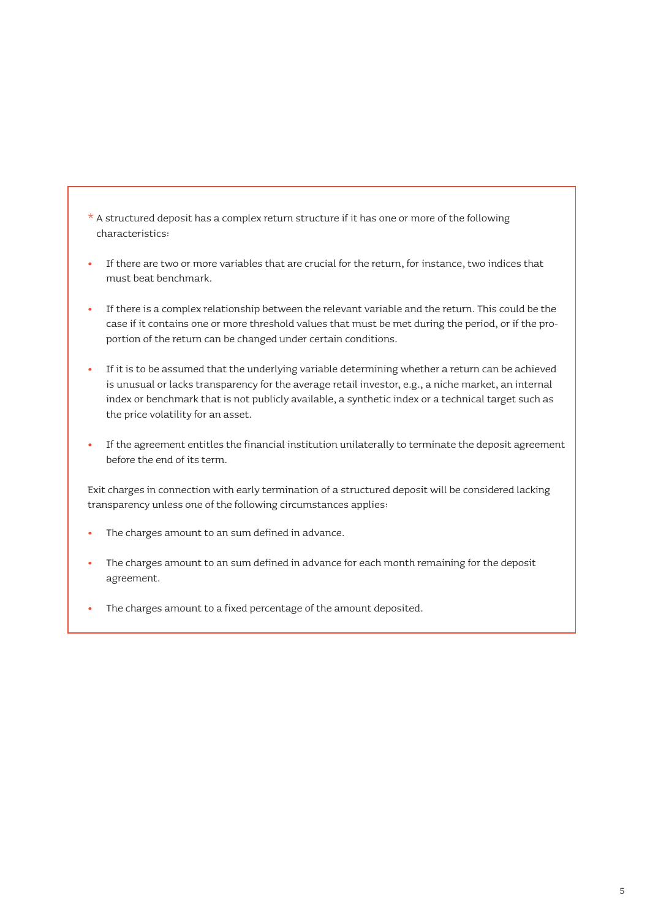* A structured deposit has a complex return structure if it has one or more of the following characteristics:

- If there are two or more variables that are crucial for the return, for instance, two indices that must beat benchmark.
- If there is a complex relationship between the relevant variable and the return. This could be the case if it contains one or more threshold values that must be met during the period, or if the proportion of the return can be changed under certain conditions.
- If it is to be assumed that the underlying variable determining whether a return can be achieved is unusual or lacks transparency for the average retail investor, e.g., a niche market, an internal index or benchmark that is not publicly available, a synthetic index or a technical target such as the price volatility for an asset.
- If the agreement entitles the financial institution unilaterally to terminate the deposit agreement before the end of its term.

Exit charges in connection with early termination of a structured deposit will be considered lacking transparency unless one of the following circumstances applies:

- The charges amount to an sum defined in advance.
- The charges amount to an sum defined in advance for each month remaining for the deposit agreement.
- The charges amount to a fixed percentage of the amount deposited.